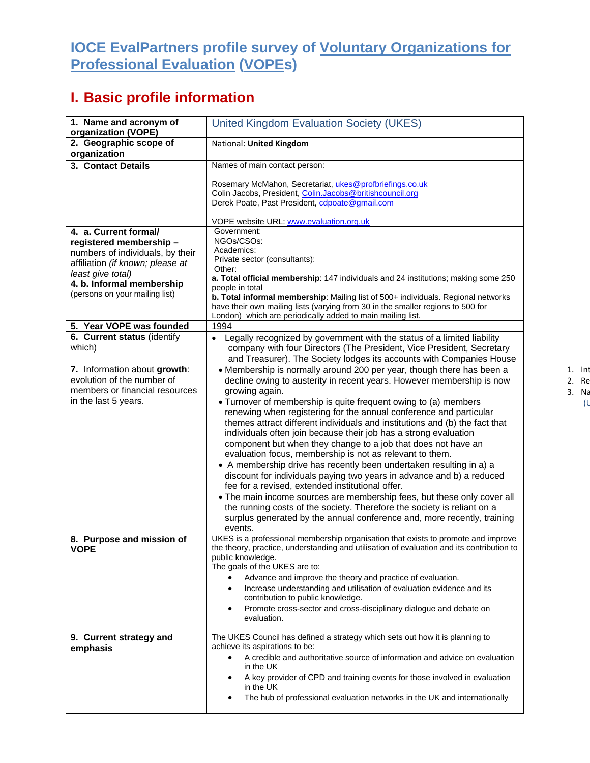# IOCE EvalPartners profile survey of Voluntary Organizations for Professional Evaluation (VOPEs)

## I. Basic profile information

| | |
|---|---|
| **1. Name and acronym of organization (VOPE)** | United Kingdom Evaluation Society (UKES) |
| **2. Geographic scope of organization** | National: **United Kingdom** |
| **3. Contact Details** | Names of main contact person:<br><br>Rosemary McMahon, Secretariat, ukes@profbriefings.co.uk<br>Colin Jacobs, President, Colin.Jacobs@britishcouncil.org<br>Derek Poate, Past President, cdpoate@gmail.com<br><br>VOPE website URL: www.evaluation.org.uk |
| **4. a. Current formal/ registered membership –** numbers of individuals, by their affiliation *(if known; please at least give total)*<br>**4. b. Informal membership** (persons on your mailing list) | Government:<br>NGOs/CSOs:<br>Academics:<br>Private sector (consultants):<br>Other:<br>**a. Total official membership**: 147 individuals and 24 institutions; making some 250 people in total<br>**b. Total informal membership**: Mailing list of 500+ individuals. Regional networks have their own mailing lists (varying from 30 in the smaller regions to 500 for London) which are periodically added to main mailing list. |
| **5. Year VOPE was founded** | 1994 |
| **6. Current status** (identify which) | • Legally recognized by government with the status of a limited liability company with four Directors (The President, Vice President, Secretary and Treasurer). The Society lodges its accounts with Companies House |
| **7.** Information about **growth**: evolution of the number of members or financial resources in the last 5 years. | • Membership is normally around 200 per year, though there has been a decline owing to austerity in recent years. However membership is now growing again.<br>• Turnover of membership is quite frequent owing to (a) members renewing when registering for the annual conference and particular themes attract different individuals and institutions and (b) the fact that individuals often join because their job has a strong evaluation component but when they change to a job that does not have an evaluation focus, membership is not as relevant to them.<br>• A membership drive has recently been undertaken resulting in a) a discount for individuals paying two years in advance and b) a reduced fee for a revised, extended institutional offer.<br>• The main income sources are membership fees, but these only cover all the running costs of the society. Therefore the society is reliant on a surplus generated by the annual conference and, more recently, training events. |
| **8. Purpose and mission of VOPE** | UKES is a professional membership organisation that exists to promote and improve the theory, practice, understanding and utilisation of evaluation and its contribution to public knowledge.<br>The goals of the UKES are to:<br>• Advance and improve the theory and practice of evaluation.<br>• Increase understanding and utilisation of evaluation evidence and its contribution to public knowledge.<br>• Promote cross-sector and cross-disciplinary dialogue and debate on evaluation. |
| **9. Current strategy and emphasis** | The UKES Council has defined a strategy which sets out how it is planning to achieve its aspirations to be:<br>• A credible and authoritative source of information and advice on evaluation in the UK<br>• A key provider of CPD and training events for those involved in evaluation in the UK<br>• The hub of professional evaluation networks in the UK and internationally |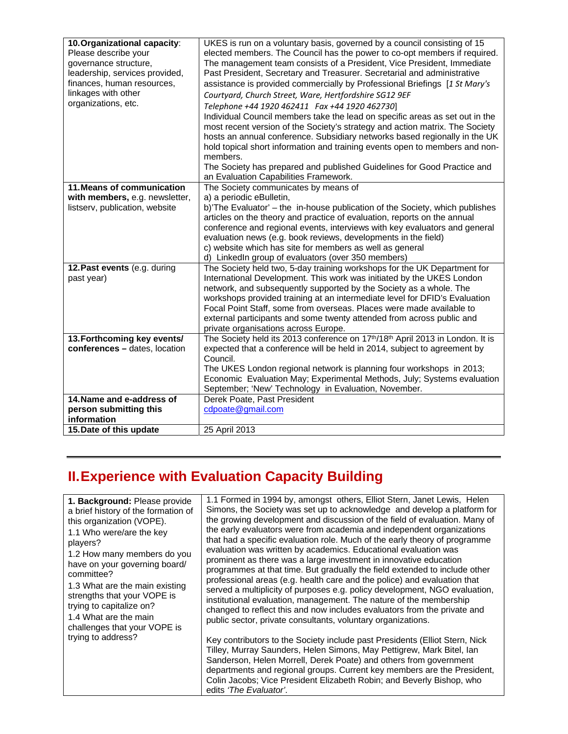| | |
|---|---|
| **10. Organizational capacity**: Please describe your governance structure, leadership, services provided, finances, human resources, linkages with other organizations, etc. | UKES is run on a voluntary basis, governed by a council consisting of 15 elected members. The Council has the power to co-opt members if required. The management team consists of a President, Vice President, Immediate Past President, Secretary and Treasurer. Secretarial and administrative assistance is provided commercially by Professional Briefings [*1 St Mary's Courtyard, Church Street, Ware, Hertfordshire SG12 9EF Telephone +44 1920 462411 Fax +44 1920 462730*]<br>Individual Council members take the lead on specific areas as set out in the most recent version of the Society's strategy and action matrix. The Society hosts an annual conference. Subsidiary networks based regionally in the UK hold topical short information and training events open to members and non-members.<br>The Society has prepared and published Guidelines for Good Practice and an Evaluation Capabilities Framework. |
| **11. Means of communication with members,** e.g. newsletter, listserv, publication, website | The Society communicates by means of<br>a) a periodic eBulletin,<br>b)'The Evaluator' – the in-house publication of the Society, which publishes articles on the theory and practice of evaluation, reports on the annual conference and regional events, interviews with key evaluators and general evaluation news (e.g. book reviews, developments in the field)<br>c) website which has site for members as well as general<br>d) LinkedIn group of evaluators (over 350 members) |
| **12. Past events** (e.g. during past year) | The Society held two, 5-day training workshops for the UK Department for International Development. This work was initiated by the UKES London network, and subsequently supported by the Society as a whole. The workshops provided training at an intermediate level for DFID's Evaluation Focal Point Staff, some from overseas. Places were made available to external participants and some twenty attended from across public and private organisations across Europe. |
| **13. Forthcoming key events/ conferences –** dates, location | The Society held its 2013 conference on 17th/18th April 2013 in London. It is expected that a conference will be held in 2014, subject to agreement by Council.<br>The UKES London regional network is planning four workshops in 2013; Economic Evaluation May; Experimental Methods, July; Systems evaluation September; 'New' Technology in Evaluation, November. |
| **14. Name and e-address of person submitting this information** | Derek Poate, Past President<br>cdpoate@gmail.com |
| **15. Date of this update** | 25 April 2013 |

# II. Experience with Evaluation Capacity Building

| | |
|---|---|
| **1. Background:** Please provide a brief history of the formation of this organization (VOPE).<br>1.1 Who were/are the key players?<br>1.2 How many members do you have on your governing board/ committee?<br>1.3 What are the main existing strengths that your VOPE is trying to capitalize on?<br>1.4 What are the main challenges that your VOPE is trying to address? | 1.1 Formed in 1994 by, amongst others, Elliot Stern, Janet Lewis, Helen Simons, the Society was set up to acknowledge and develop a platform for the growing development and discussion of the field of evaluation. Many of the early evaluators were from academia and independent organizations that had a specific evaluation role. Much of the early theory of programme evaluation was written by academics. Educational evaluation was prominent as there was a large investment in innovative education programmes at that time. But gradually the field extended to include other professional areas (e.g. health care and the police) and evaluation that served a multiplicity of purposes e.g. policy development, NGO evaluation, institutional evaluation, management. The nature of the membership changed to reflect this and now includes evaluators from the private and public sector, private consultants, voluntary organizations.<br><br>Key contributors to the Society include past Presidents (Elliot Stern, Nick Tilley, Murray Saunders, Helen Simons, May Pettigrew, Mark Bitel, Ian Sanderson, Helen Morrell, Derek Poate) and others from government departments and regional groups. Current key members are the President, Colin Jacobs; Vice President Elizabeth Robin; and Beverly Bishop, who edits *'The Evaluator'*. |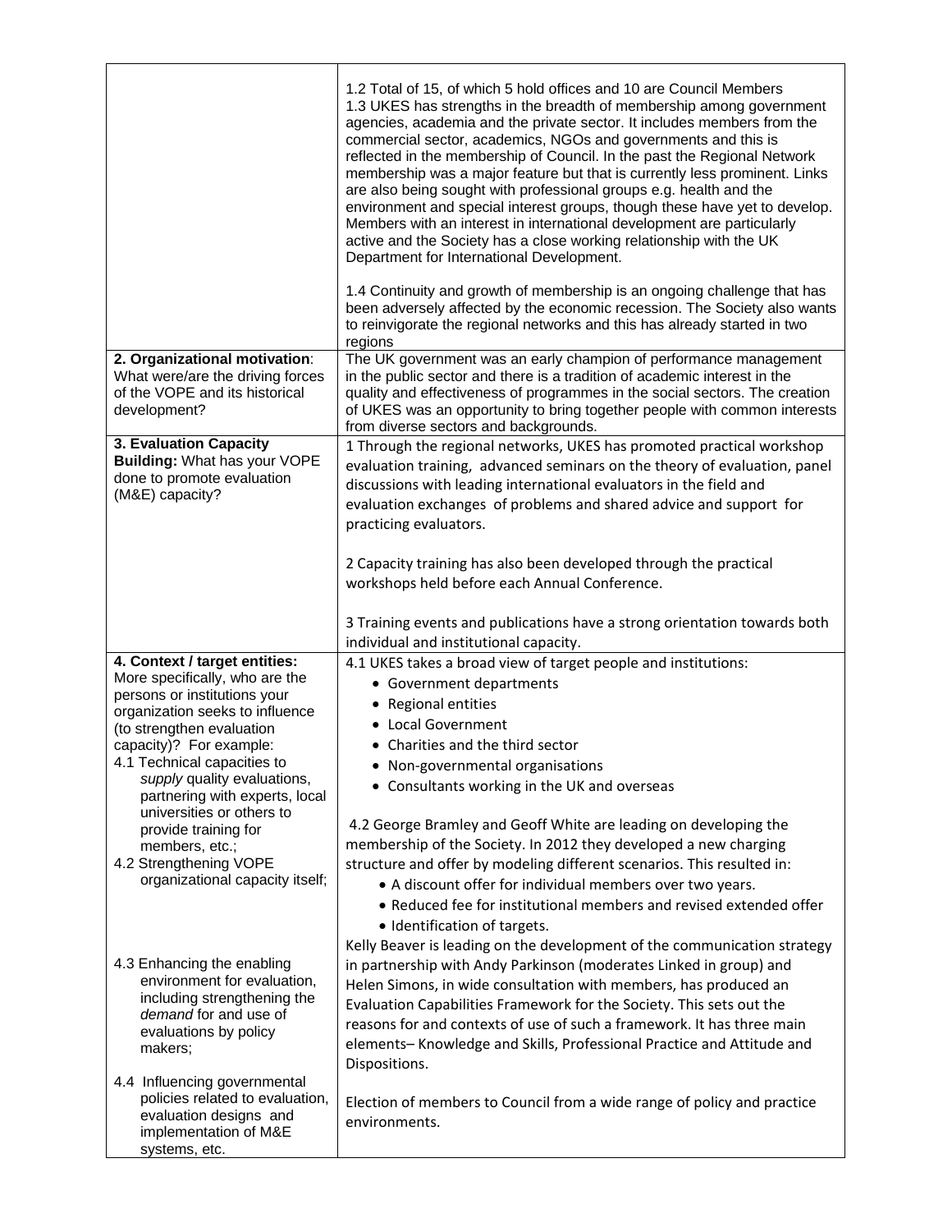| | |
|---|---|
| | 1.2 Total of 15, of which 5 hold offices and 10 are Council Members<br>1.3 UKES has strengths in the breadth of membership among government agencies, academia and the private sector. It includes members from the commercial sector, academics, NGOs and governments and this is reflected in the membership of Council. In the past the Regional Network membership was a major feature but that is currently less prominent. Links are also being sought with professional groups e.g. health and the environment and special interest groups, though these have yet to develop. Members with an interest in international development are particularly active and the Society has a close working relationship with the UK Department for International Development.<br><br>1.4 Continuity and growth of membership is an ongoing challenge that has been adversely affected by the economic recession. The Society also wants to reinvigorate the regional networks and this has already started in two regions |
| **2. Organizational motivation**: What were/are the driving forces of the VOPE and its historical development? | The UK government was an early champion of performance management in the public sector and there is a tradition of academic interest in the quality and effectiveness of programmes in the social sectors. The creation of UKES was an opportunity to bring together people with common interests from diverse sectors and backgrounds. |
| **3. Evaluation Capacity Building:** What has your VOPE done to promote evaluation (M&E) capacity? | 1 Through the regional networks, UKES has promoted practical workshop evaluation training, advanced seminars on the theory of evaluation, panel discussions with leading international evaluators in the field and evaluation exchanges of problems and shared advice and support for practicing evaluators.<br><br>2 Capacity training has also been developed through the practical workshops held before each Annual Conference.<br><br>3 Training events and publications have a strong orientation towards both individual and institutional capacity. |
| **4. Context / target entities:** More specifically, who are the persons or institutions your organization seeks to influence (to strengthen evaluation capacity)? For example:<br>4.1 Technical capacities to *supply* quality evaluations, partnering with experts, local universities or others to provide training for members, etc.;<br>4.2 Strengthening VOPE organizational capacity itself;<br><br>4.3 Enhancing the enabling environment for evaluation, including strengthening the *demand* for and use of evaluations by policy makers;<br><br>4.4 Influencing governmental policies related to evaluation, evaluation designs and implementation of M&E systems, etc. | 4.1 UKES takes a broad view of target people and institutions:<br>• Government departments<br>• Regional entities<br>• Local Government<br>• Charities and the third sector<br>• Non-governmental organisations<br>• Consultants working in the UK and overseas<br><br>4.2 George Bramley and Geoff White are leading on developing the membership of the Society. In 2012 they developed a new charging structure and offer by modeling different scenarios. This resulted in:<br>• A discount offer for individual members over two years.<br>• Reduced fee for institutional members and revised extended offer<br>• Identification of targets.<br>Kelly Beaver is leading on the development of the communication strategy in partnership with Andy Parkinson (moderates Linked in group) and Helen Simons, in wide consultation with members, has produced an Evaluation Capabilities Framework for the Society. This sets out the reasons for and contexts of use of such a framework. It has three main elements– Knowledge and Skills, Professional Practice and Attitude and Dispositions.<br><br>Election of members to Council from a wide range of policy and practice environments. |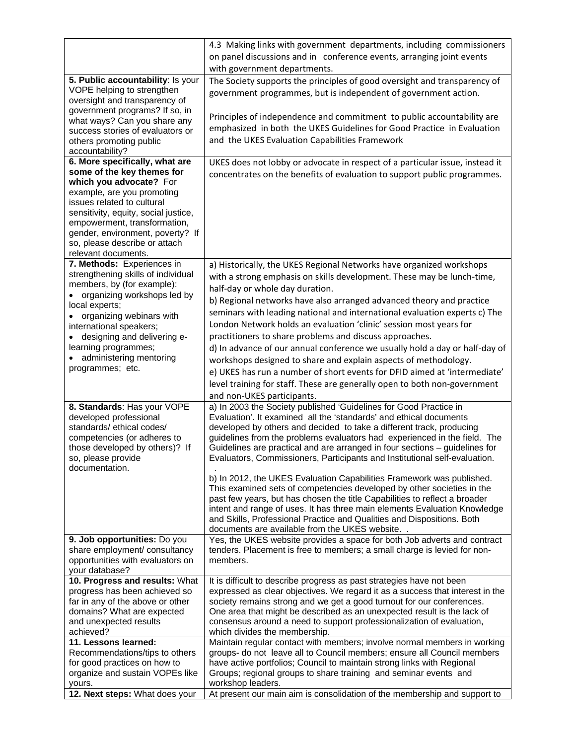| | |
|---|---|
| | 4.3 Making links with government departments, including commissioners on panel discussions and in conference events, arranging joint events with government departments. |
| **5. Public accountability**: Is your VOPE helping to strengthen oversight and transparency of government programs? If so, in what ways? Can you share any success stories of evaluators or others promoting public accountability? | The Society supports the principles of good oversight and transparency of government programmes, but is independent of government action.<br><br>Principles of independence and commitment to public accountability are emphasized in both the UKES Guidelines for Good Practice in Evaluation and the UKES Evaluation Capabilities Framework |
| **6. More specifically, what are some of the key themes for which you advocate?** For example, are you promoting issues related to cultural sensitivity, equity, social justice, empowerment, transformation, gender, environment, poverty? If so, please describe or attach relevant documents. | UKES does not lobby or advocate in respect of a particular issue, instead it concentrates on the benefits of evaluation to support public programmes. |
| **7. Methods:** Experiences in strengthening skills of individual members, by (for example):<br>• organizing workshops led by local experts;<br>• organizing webinars with international speakers;<br>• designing and delivering e-learning programmes;<br>• administering mentoring programmes; etc. | a) Historically, the UKES Regional Networks have organized workshops with a strong emphasis on skills development. These may be lunch-time, half-day or whole day duration.<br>b) Regional networks have also arranged advanced theory and practice seminars with leading national and international evaluation experts c) The London Network holds an evaluation 'clinic' session most years for practitioners to share problems and discuss approaches.<br>d) In advance of our annual conference we usually hold a day or half-day of workshops designed to share and explain aspects of methodology.<br>e) UKES has run a number of short events for DFID aimed at 'intermediate' level training for staff. These are generally open to both non-government and non-UKES participants. |
| **8. Standards**: Has your VOPE developed professional standards/ ethical codes/ competencies (or adheres to those developed by others)? If so, please provide documentation. | a) In 2003 the Society published 'Guidelines for Good Practice in Evaluation'. It examined all the 'standards' and ethical documents developed by others and decided to take a different track, producing guidelines from the problems evaluators had experienced in the field. The Guidelines are practical and are arranged in four sections – guidelines for Evaluators, Commissioners, Participants and Institutional self-evaluation.<br>.<br>b) In 2012, the UKES Evaluation Capabilities Framework was published. This examined sets of competencies developed by other societies in the past few years, but has chosen the title Capabilities to reflect a broader intent and range of uses. It has three main elements Evaluation Knowledge and Skills, Professional Practice and Qualities and Dispositions. Both documents are available from the UKES website. . |
| **9. Job opportunities:** Do you share employment/ consultancy opportunities with evaluators on your database? | Yes, the UKES website provides a space for both Job adverts and contract tenders. Placement is free to members; a small charge is levied for non-members. |
| **10. Progress and results:** What progress has been achieved so far in any of the above or other domains? What are expected and unexpected results achieved? | It is difficult to describe progress as past strategies have not been expressed as clear objectives. We regard it as a success that interest in the society remains strong and we get a good turnout for our conferences. One area that might be described as an unexpected result is the lack of consensus around a need to support professionalization of evaluation, which divides the membership. |
| **11. Lessons learned:** Recommendations/tips to others for good practices on how to organize and sustain VOPEs like yours. | Maintain regular contact with members; involve normal members in working groups- do not leave all to Council members; ensure all Council members have active portfolios; Council to maintain strong links with Regional Groups; regional groups to share training and seminar events and workshop leaders. |
| **12. Next steps:** What does your | At present our main aim is consolidation of the membership and support to |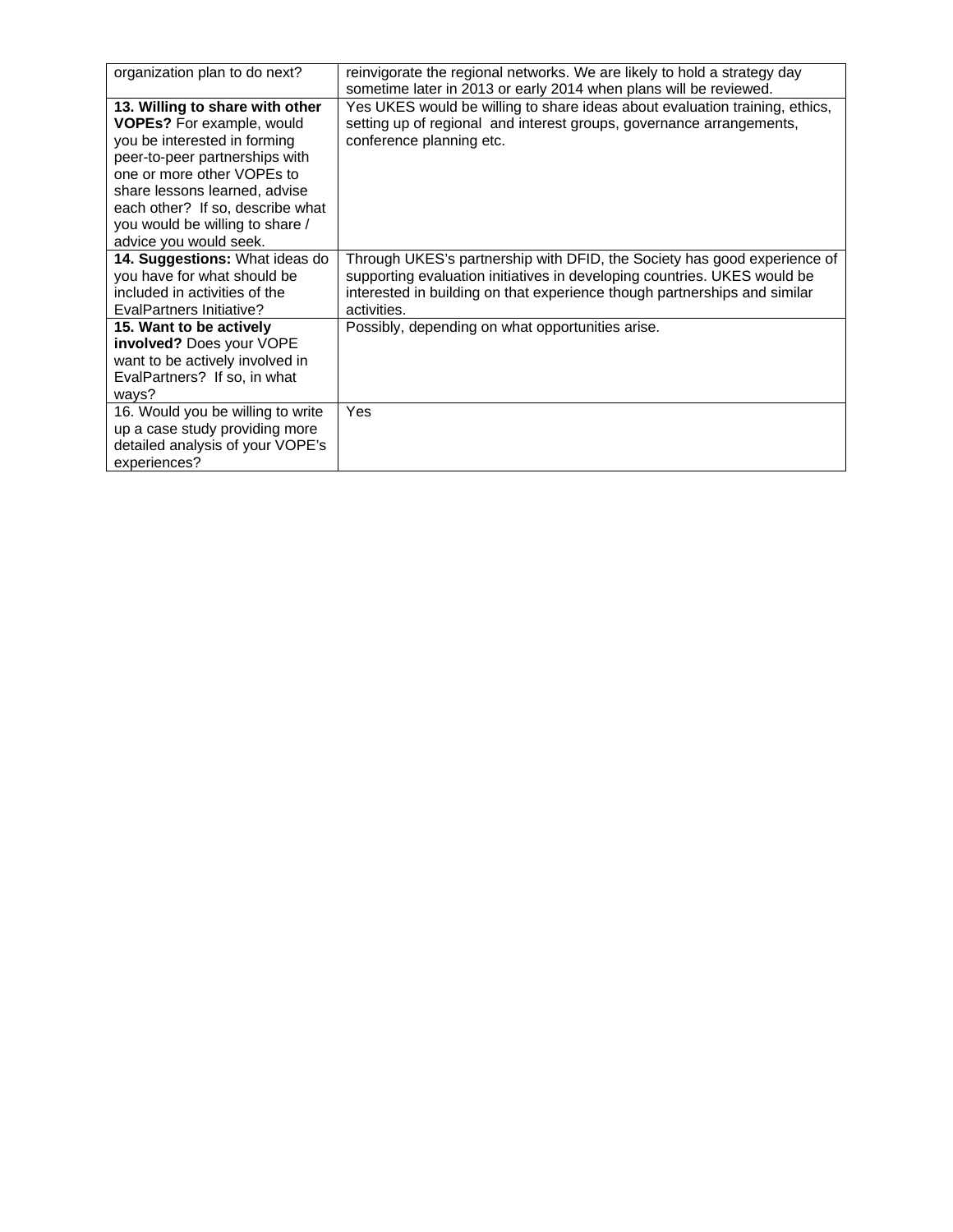| | |
|---|---|
| organization plan to do next? | reinvigorate the regional networks. We are likely to hold a strategy day sometime later in 2013 or early 2014 when plans will be reviewed. |
| **13. Willing to share with other VOPEs?** For example, would you be interested in forming peer-to-peer partnerships with one or more other VOPEs to share lessons learned, advise each other? If so, describe what you would be willing to share / advice you would seek. | Yes UKES would be willing to share ideas about evaluation training, ethics, setting up of regional and interest groups, governance arrangements, conference planning etc. |
| **14. Suggestions:** What ideas do you have for what should be included in activities of the EvalPartners Initiative? | Through UKES's partnership with DFID, the Society has good experience of supporting evaluation initiatives in developing countries. UKES would be interested in building on that experience though partnerships and similar activities. |
| **15. Want to be actively involved?** Does your VOPE want to be actively involved in EvalPartners? If so, in what ways? | Possibly, depending on what opportunities arise. |
| 16. Would you be willing to write up a case study providing more detailed analysis of your VOPE's experiences? | Yes |